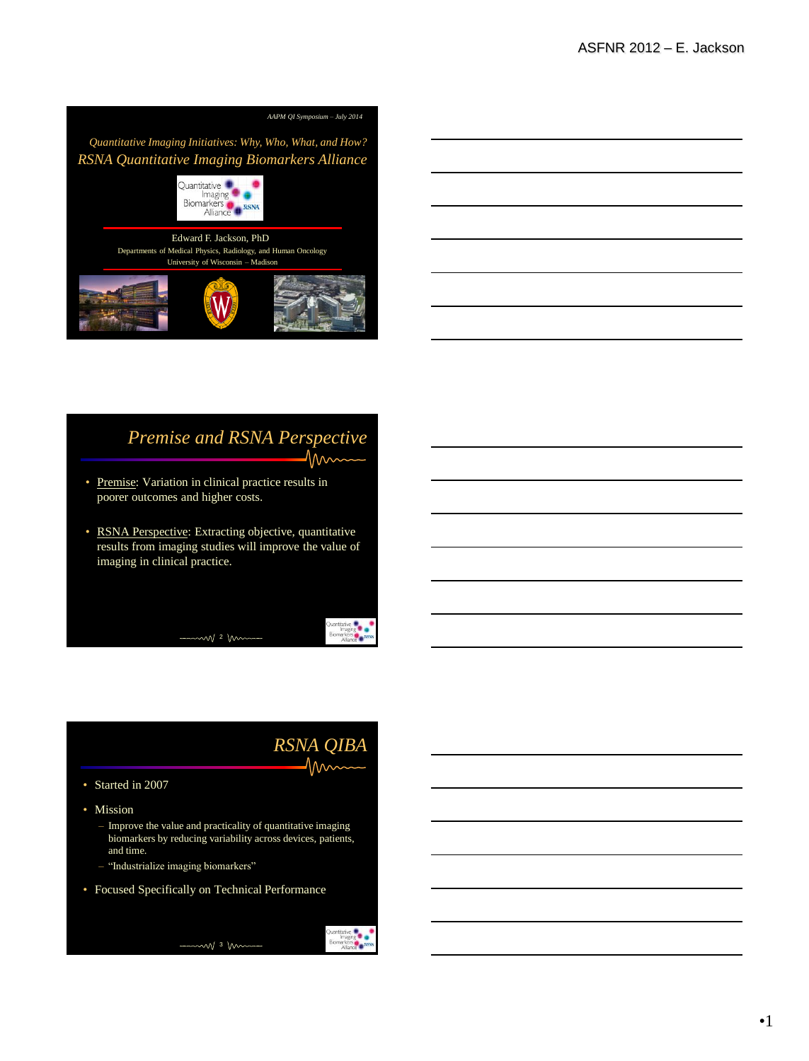AAPM QI Symposium – July 2014

*Quantitative Imaging Initiatives: Why, Who, What, and How?*

# *RSNA Quantitative Imaging Biomarkers Alliance*

Edward F. Jackson, PhD

Departments of Medical Physics, Radiology, and Human Oncology

University of Wisconsin – Madison

## *Premise and RSNA Perspective*

- Premise: Variation in clinical practice results in poorer outcomes and higher costs.
- RSNA Perspective: Extracting objective, quantitative results from imaging studies will improve the value of imaging in clinical practice.

## *RSNA QIBA*

- Started in 2007
- Mission
  - Improve the value and practicality of quantitative imaging biomarkers by reducing variability across devices, patients, and time.
  - "Industrialize imaging biomarkers"
- Focused Specifically on Technical Performance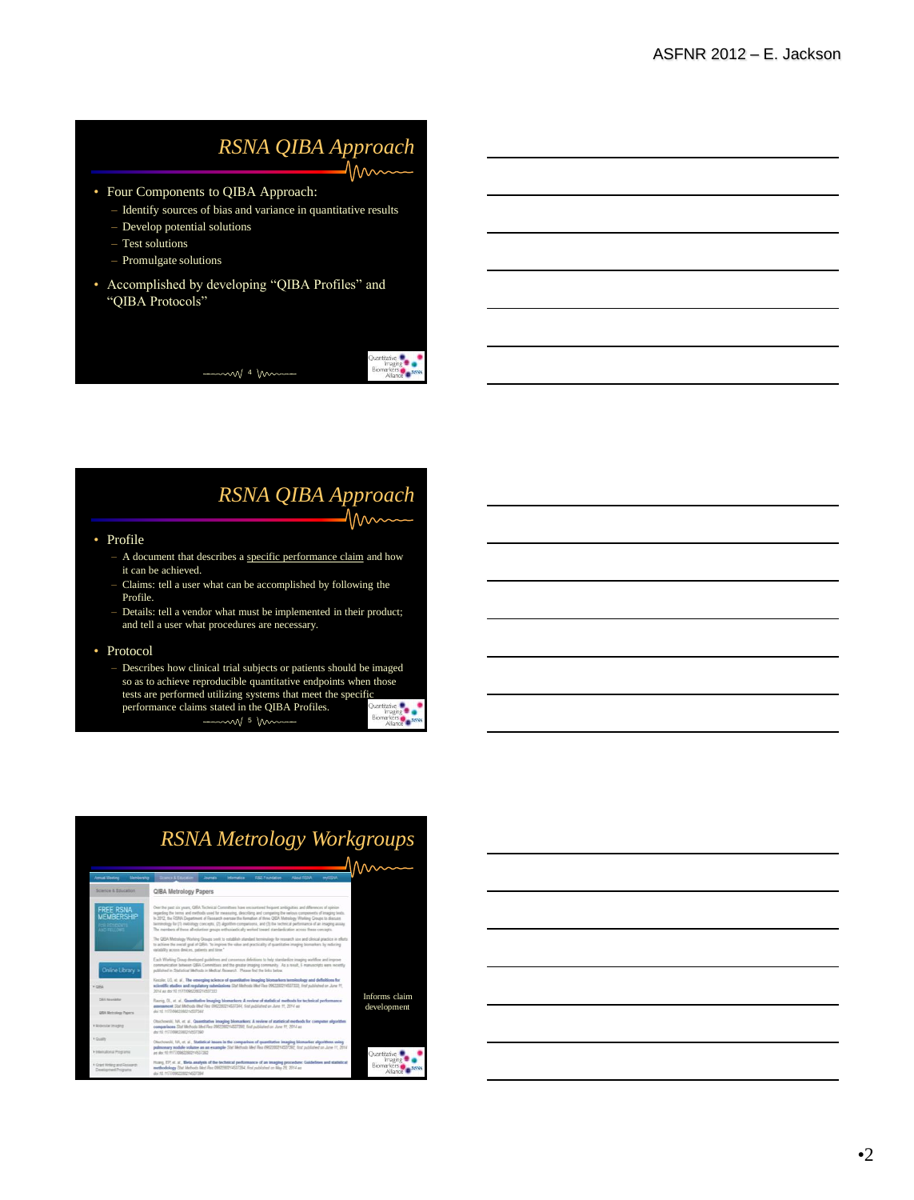## RSNA QIBA Approach

- Four Components to QIBA Approach:
  - Identify sources of bias and variance in quantitative results
  - Develop potential solutions
  - Test solutions
  - Promulgate solutions
- Accomplished by developing "QIBA Profiles" and "QIBA Protocols"

## RSNA QIBA Approach

- Profile
  - A document that describes a specific performance claim and how it can be achieved.
  - Claims: tell a user what can be accomplished by following the Profile.
  - Details: tell a vendor what must be implemented in their product; and tell a user what procedures are necessary.
- Protocol
  - Describes how clinical trial subjects or patients should be imaged so as to achieve reproducible quantitative endpoints when those tests are performed utilizing systems that meet the specific performance claims stated in the QIBA Profiles.

## RSNA Metrology Workgroups

Informs claim development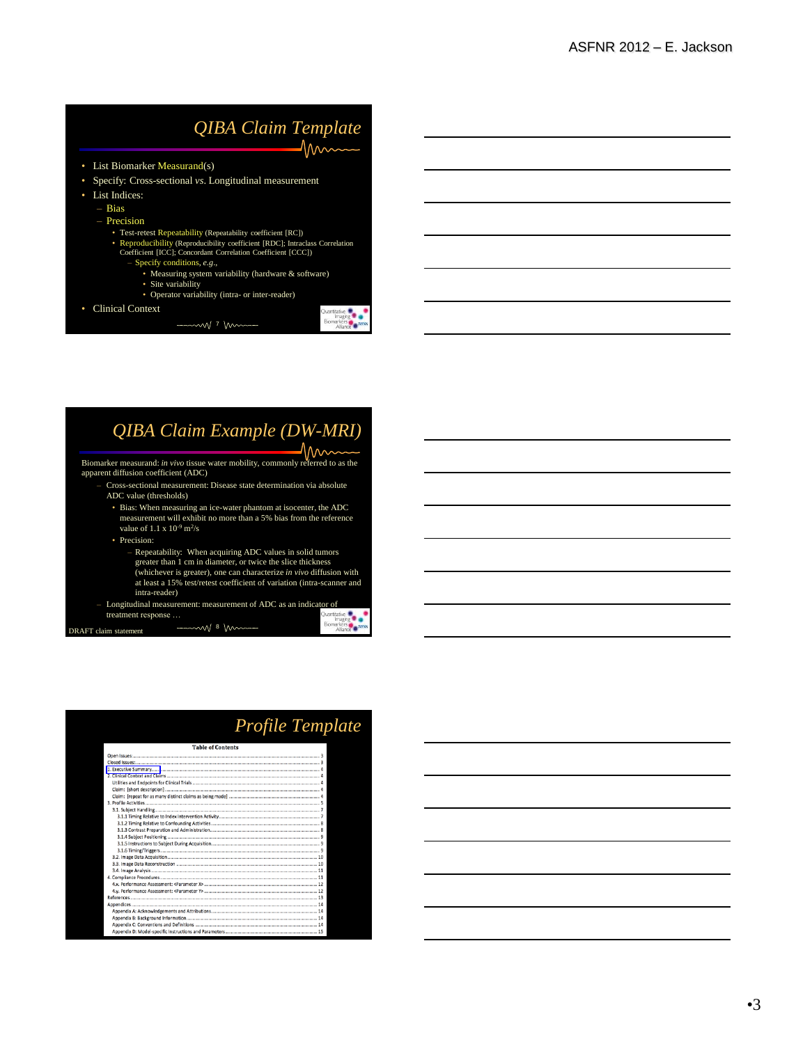## QIBA Claim Template

- List Biomarker Measurand(s)
- Specify: Cross-sectional *vs*. Longitudinal measurement
- List Indices:
  - Bias
  - Precision
    - Test-retest Repeatability (Repeatability coefficient [RC])
    - Reproducibility (Reproducibility coefficient [RDC]; Intraclass Correlation Coefficient [ICC]; Concordant Correlation Coefficient [CCC])
      - Specify conditions, *e.g.*,
        - Measuring system variability (hardware & software)
        - Site variability
        - Operator variability (intra- or inter-reader)
- Clinical Context

## QIBA Claim Example (DW-MRI)

Biomarker measurand: *in vivo* tissue water mobility, commonly referred to as the apparent diffusion coefficient (ADC)

- Cross-sectional measurement: Disease state determination via absolute ADC value (thresholds)
  - Bias: When measuring an ice-water phantom at isocenter, the ADC measurement will exhibit no more than a 5% bias from the reference value of $1.1 \times 10^{-9}$ m$^2$/s
  - Precision:
    - Repeatability: When acquiring ADC values in solid tumors greater than 1 cm in diameter, or twice the slice thickness (whichever is greater), one can characterize *in vivo* diffusion with at least a 15% test/retest coefficient of variation (intra-scanner and intra-reader)
- Longitudinal measurement: measurement of ADC as an indicator of treatment response …

DRAFT claim statement

## Profile Template

**Table of Contents**

Open Issues: ... 3
Closed Issues: ... 3
1. Executive Summary ... 4
2. Clinical Context and Claims ... 4
Utilities and Endpoints for Clinical Trials ... 4
Claim: [short description] ... 4
Claim: [repeat for as many distinct claims as being made] ... 4
3. Profile Activities ... 5
3.1. Subject Handling ... 7
3.1.1 Timing Relative to Index Intervention Activity ... 7
3.1.2 Timing Relative to Confounding Activities ... 8
3.1.3 Contrast Preparation and Administration ... 8
3.1.4 Subject Positioning ... 9
3.1.5 Instructions to Subject During Acquisition ... 9
3.1.6 Timing/Triggers ... 9
3.2. Image Data Acquisition ... 10
3.3. Image Data Reconstruction ... 10
3.4. Image Analysis ... 11
4. Compliance Procedures ... 11
4.x. Performance Assessment: <Parameter X> ... 12
4.y. Performance Assessment: <Parameter Y> ... 12
References ... 13
Appendices ... 14
Appendix A: Acknowledgements and Attributions ... 14
Appendix B: Background Information ... 14
Appendix C: Conventions and Definitions ... 14
Appendix D: Model-specific Instructions and Parameters ... 15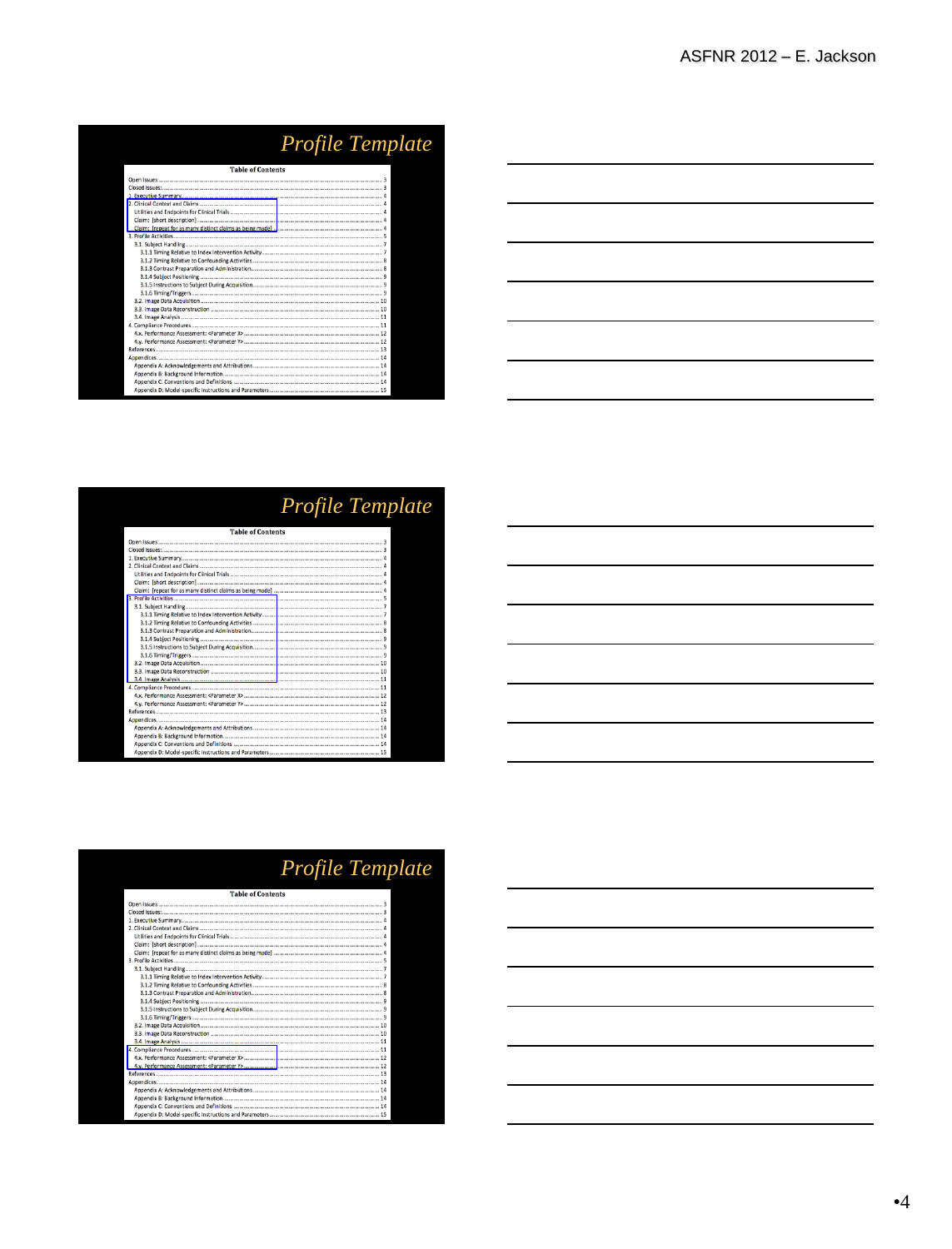## Profile Template

**Table of Contents**

- Open Issues: ... 3
- Closed Issues: ... 3
- 1. Executive Summary ... 4
- 2. Clinical Context and Claims ... 4
  - Utilities and Endpoints for Clinical Trials ... 4
  - Claim: [short description] ... 4
  - Claim: [repeat for as many distinct claims as being made] ... 4
- 3. Profile Activities ... 5
  - 3.1. Subject Handling ... 7
    - 3.1.1 Timing Relative to Index Intervention Activity ... 7
    - 3.1.2 Timing Relative to Confounding Activities ... 8
    - 3.1.3 Contrast Preparation and Administration ... 8
    - 3.1.4 Subject Positioning ... 9
    - 3.1.5 Instructions to Subject During Acquisition ... 9
    - 3.1.6 Timing/Triggers ... 9
  - 3.2. Image Data Acquisition ... 10
  - 3.3. Image Data Reconstruction ... 10
  - 3.4. Image Analysis ... 11
- 4. Compliance Procedures ... 11
  - 4.x. Performance Assessment: <Parameter X> ... 12
  - 4.y. Performance Assessment: <Parameter Y> ... 12
- References ... 13
- Appendices ... 14
  - Appendix A: Acknowledgements and Attributions ... 14
  - Appendix B: Background Information ... 14
  - Appendix C: Conventions and Definitions ... 14
  - Appendix D: Model-specific Instructions and Parameters ... 15

## Profile Template

**Table of Contents**

- Open Issues: ... 3
- Closed Issues: ... 3
- 1. Executive Summary ... 4
- 2. Clinical Context and Claims ... 4
  - Utilities and Endpoints for Clinical Trials ... 4
  - Claim: [short description] ... 4
  - Claim: [repeat for as many distinct claims as being made] ... 4
- 3. Profile Activities ... 5
  - 3.1. Subject Handling ... 7
    - 3.1.1 Timing Relative to Index Intervention Activity ... 7
    - 3.1.2 Timing Relative to Confounding Activities ... 8
    - 3.1.3 Contrast Preparation and Administration ... 8
    - 3.1.4 Subject Positioning ... 9
    - 3.1.5 Instructions to Subject During Acquisition ... 9
    - 3.1.6 Timing/Triggers ... 9
  - 3.2. Image Data Acquisition ... 10
  - 3.3. Image Data Reconstruction ... 10
  - 3.4. Image Analysis ... 11
- 4. Compliance Procedures ... 11
  - 4.x. Performance Assessment: <Parameter X> ... 12
  - 4.y. Performance Assessment: <Parameter Y> ... 12
- References ... 13
- Appendices ... 14
  - Appendix A: Acknowledgements and Attributions ... 14
  - Appendix B: Background Information ... 14
  - Appendix C: Conventions and Definitions ... 14
  - Appendix D: Model-specific Instructions and Parameters ... 15

## Profile Template

**Table of Contents**

- Open Issues: ... 3
- Closed Issues: ... 3
- 1. Executive Summary ... 4
- 2. Clinical Context and Claims ... 4
  - Utilities and Endpoints for Clinical Trials ... 4
  - Claim: [short description] ... 4
  - Claim: [repeat for as many distinct claims as being made] ... 4
- 3. Profile Activities ... 5
  - 3.1. Subject Handling ... 7
    - 3.1.1 Timing Relative to Index Intervention Activity ... 7
    - 3.1.2 Timing Relative to Confounding Activities ... 8
    - 3.1.3 Contrast Preparation and Administration ... 8
    - 3.1.4 Subject Positioning ... 9
    - 3.1.5 Instructions to Subject During Acquisition ... 9
    - 3.1.6 Timing/Triggers ... 9
  - 3.2. Image Data Acquisition ... 10
  - 3.3. Image Data Reconstruction ... 10
  - 3.4. Image Analysis ... 11
- 4. Compliance Procedures ... 11
  - 4.x. Performance Assessment: <Parameter X> ... 12
  - 4.y. Performance Assessment: <Parameter Y> ... 12
- References ... 13
- Appendices ... 14
  - Appendix A: Acknowledgements and Attributions ... 14
  - Appendix B: Background Information ... 14
  - Appendix C: Conventions and Definitions ... 14
  - Appendix D: Model-specific Instructions and Parameters ... 15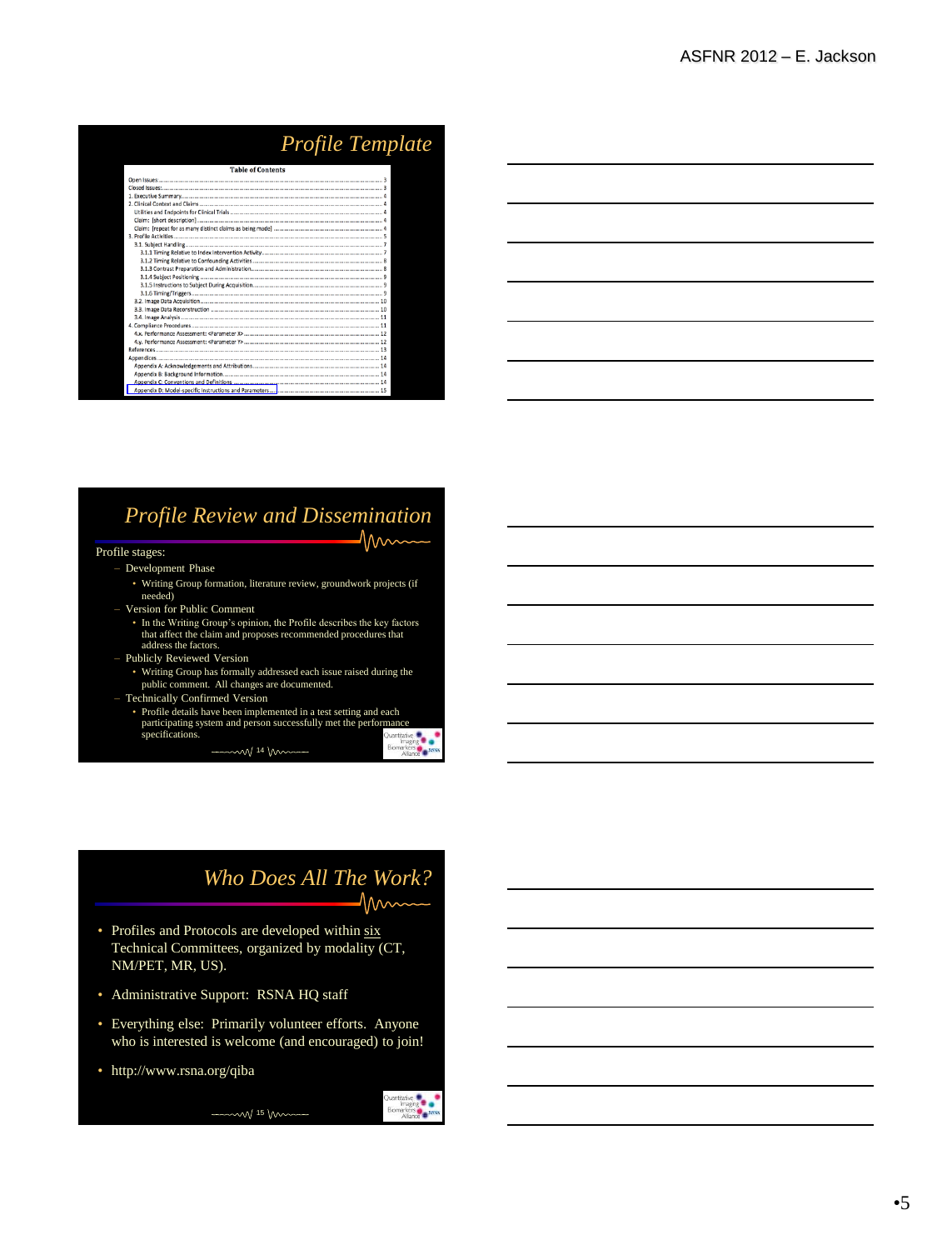## Profile Template

**Table of Contents**

- Open Issues: ... 3
- Closed Issues: ... 3
- 1. Executive Summary ... 4
- 2. Clinical Context and Claims ... 4
  - Utilities and Endpoints for Clinical Trials ... 4
  - Claim: [short description] ... 4
  - Claim: [repeat for as many distinct claims as being made] ... 4
- 3. Profile Activities ... 5
  - 3.1. Subject Handling ... 7
    - 3.1.1 Timing Relative to Index Intervention Activity ... 7
    - 3.1.2 Timing Relative to Confounding Activities ... 8
    - 3.1.3 Contrast Preparation and Administration ... 8
    - 3.1.4 Subject Positioning ... 9
    - 3.1.5 Instructions to Subject During Acquisition ... 9
    - 3.1.6 Timing/Triggers ... 9
  - 3.2. Image Data Acquisition ... 10
  - 3.3. Image Data Reconstruction ... 10
  - 3.4. Image Analysis ... 11
- 4. Compliance Procedures ... 11
  - 4.x. Performance Assessment: <Parameter X> ... 12
  - 4.y. Performance Assessment: <Parameter Y> ... 12
- References ... 13
- Appendices ... 14
  - Appendix A: Acknowledgements and Attributions ... 14
  - Appendix B: Background Information ... 14
  - Appendix C: Conventions and Definitions ... 14
  - Appendix D: Model-specific Instructions and Parameters ... 15

## Profile Review and Dissemination

Profile stages:

- Development Phase
  - Writing Group formation, literature review, groundwork projects (if needed)
- Version for Public Comment
  - In the Writing Group's opinion, the Profile describes the key factors that affect the claim and proposes recommended procedures that address the factors.
- Publicly Reviewed Version
  - Writing Group has formally addressed each issue raised during the public comment. All changes are documented.
- Technically Confirmed Version
  - Profile details have been implemented in a test setting and each participating system and person successfully met the performance specifications.

## Who Does All The Work?

- Profiles and Protocols are developed within six Technical Committees, organized by modality (CT, NM/PET, MR, US).
- Administrative Support: RSNA HQ staff
- Everything else: Primarily volunteer efforts. Anyone who is interested is welcome (and encouraged) to join!
- http://www.rsna.org/qiba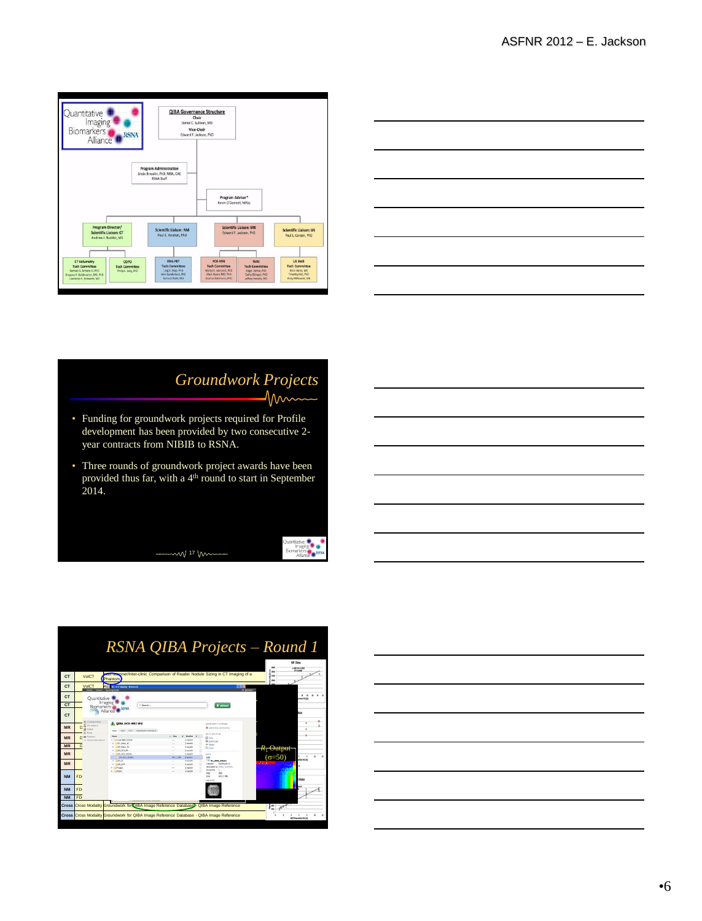**QIBA Governance Structure**

Chair
Daniel C. Sullivan, MD

Vice-Chair
Edward F. Jackson, PhD

Program Administration
Linda Bresolin, PhD, MBA, CAE
RSNA Staff

Program Advisor*
Kevin O'Donnell, MASc

Program Director/ Scientific Liaison: CT
Andrew J. Buckler, MS

Scientific Liaison: NM
Paul E. Kinahan, PhD

Scientific Liaison: MR
Edward F. Jackson, PhD

Scientific Liaison: US
Paul L. Carson, PhD

CT Volumetry Tech Committee

COPD Tech Committee

FDG-PET Tech Committee

PDF-MRI Tech Committee

fMRI Tech Committee

US SWS Tech Committee

## Groundwork Projects

- Funding for groundwork projects required for Profile development has been provided by two consecutive 2-year contracts from NIBIB to RSNA.
- Three rounds of groundwork project awards have been provided thus far, with a 4th round to start in September 2014.

## RSNA QIBA Projects – Round 1

| | | |
|---|---|---|
| CT | VolCT | Inter/Inter-clinic Comparison of Reader Nodule Sizing in CT Imaging of a Phantom |
| CT | VolCT | |
| CT | | |
| CT | | |
| CT | | |
| MR | D | |
| MR | D | |
| MR | D | |
| MR | | |
| MR | | |
| NM | FD | |
| NM | FD | |
| NM | FD | |
| Cross | Cross Modality | Groundwork for QIBA Image Reference Database - QIBA Image Reference |
| Cross | Cross Modality | Groundwork for QIBA Image Reference Database - QIBA Image Reference |

$R_1$ Output ($\sigma$=50)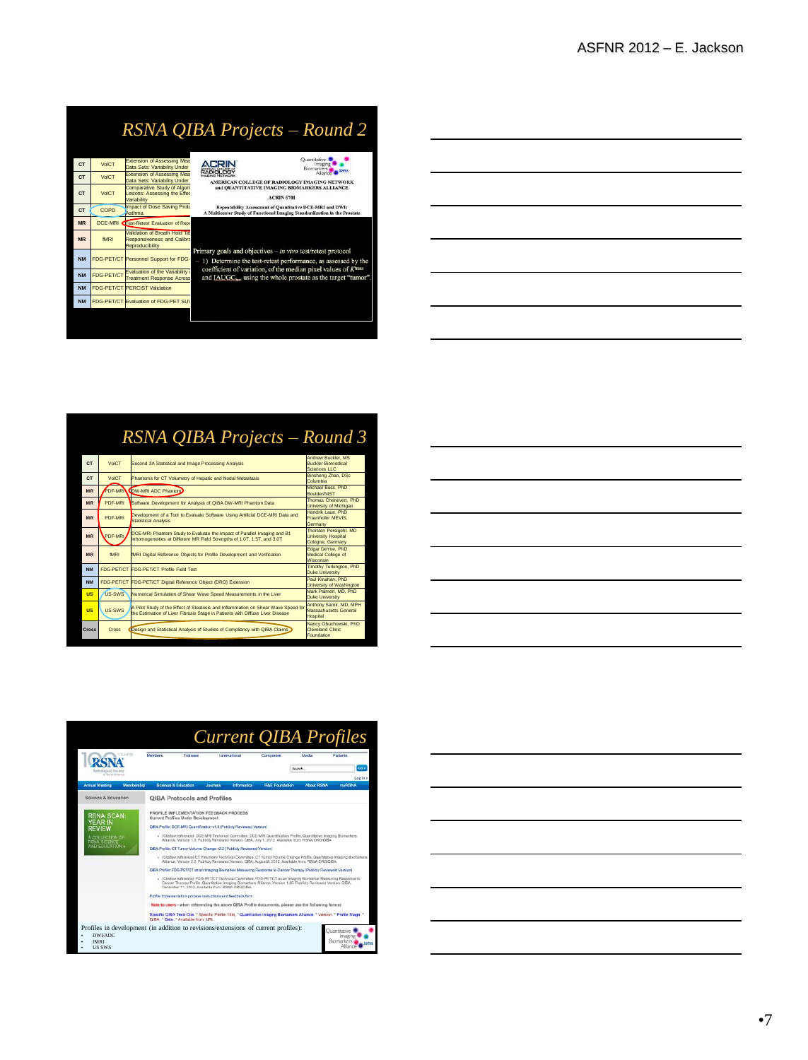## RSNA QIBA Projects – Round 2

| | | |
|---|---|---|
| CT | VolCT | Extension of Assessing Mea... Data Sets: Variability Under... |
| CT | VolCT | Extension of Assessing Mea... Data Sets: Variability Under... |
| CT | VolCT | Comparative Study of Algori... Lesions: Assessing the Effec... Variability |
| CT | COPD | Impact of Dose Saving Proto... Asthma |
| MR | DCE-MRI | Test-Retest Evaluation of Repe... |
| MR | fMRI | Validation of Breath Hold Ta... Responsiveness and Calibra... Reproducibility |
| NM | FDG-PET/CT | Personnel Support for FDG-... |
| NM | FDG-PET/CT | Evaluation of the Variability i... Treatment Response Across... |
| NM | FDG-PET/CT | PERCIST Validation |
| NM | FDG-PET/CT | Evaluation of FDG-PET SU... |

ACRIN American College of Radiology Imaging Network — Quantitative Imaging Biomarkers Alliance

AMERICAN COLLEGE OF RADIOLOGY IMAGING NETWORK and QUANTITATIVE IMAGING BIOMARKERS ALLIANCE

ACRIN 6701

Repeatability Assessment of Quantitative DCE-MRI and DWI: A Multicenter Study of Functional Imaging Standardization in the Prostate

Primary goals and objectives – *in vivo* test/retest protocol

- 1) Determine the test-retest performance, as assessed by the coefficient of variation, of the median pixel values of $K^{trans}$ and IAUGC$_{90}$ using the whole prostate as the target "tumor".

## RSNA QIBA Projects – Round 3

| | | | |
|---|---|---|---|
| CT | VolCT | Second 3A Statistical and Image Processing Analysis | Andrew Buckler, MS Buckler Biomedical Sciences LLC |
| CT | VolCT | Phantoms for CT Volumetry of Hepatic and Nodal Metastasis | Binsheng Zhao, DSc Columbia |
| MR | PDF-MRI | DW-MRI ADC Phantom | Michael Boss, PhD Boulder/NIST |
| MR | PDF-MRI | Software Development for Analysis of QIBA DW-MRI Phantom Data | Thomas Chenevert, PhD University of Michigan |
| MR | PDF-MRI | Development of a Tool to Evaluate Software Using Artificial DCE-MRI Data and Statistical Analysis | Hendrik Laue, PhD Fraunhofer MEVIS, Germany |
| MR | PDF-MRI | DCE-MRI Phantom Study to Evaluate the Impact of Parallel Imaging and B1 Inhomogeneities at Different MR Field Strengths of 1.0T, 1.5T, and 3.0T | Thorsten Persigehl, MD University Hospital Cologne, Germany |
| MR | fMRI | fMRI Digital Reference Objects for Profile Development and Verification | Edgar DeYoe, PhD Medical College of Wisconsin |
| NM | FDG-PET/CT | FDG-PET/CT Profile Field Test | Timothy Turkington, PhD Duke University |
| NM | FDG-PET/CT | FDG-PET/CT Digital Reference Object (DRO) Extension | Paul Kinahan, PhD University of Washington |
| US | US-SWS | Numerical Simulation of Shear Wave Speed Measurements in the Liver | Mark Palmeri, MD, PhD Duke University |
| US | US-SWS | A Pilot Study of the Effect of Steatosis and Inflammation on Shear Wave Speed for the Estimation of Liver Fibrosis Stage in Patients with Diffuse Liver Disease | Anthony Samir, MD, MPH Massachusetts General Hospital |
| Cross | Cross | Design and Statistical Analysis of Studies of Compliancy with QIBA Claims | Nancy Obuchowski, PhD Cleveland Clinic Foundation |

## Current QIBA Profiles

RSNA — Science & Education — QIBA Protocols and Profiles

PROFILE IMPLEMENTATION FEEDBACK PROCESS
Current Profiles Under Development

QIBA Profile: DCE-MRI Quantification v1.0 (Publicly Reviewed Version)

- (Citation reference) DCE-MRI Technical Committee. DCE-MRI Quantification Profile, Quantitative Imaging Biomarkers Alliance. Version 1.0. Publicly Reviewed Version. QIBA, July 1, 2012. Available from: RSNA.ORG/QIBA

QIBA Profile: CT Tumor Volume Change v2.2 (Publicly Reviewed Version)

- (Citation reference) CT Volumetry Technical Committee. CT Tumor Volume Change Profile, Quantitative Imaging Biomarkers Alliance. Version 2.2. Publicly Reviewed Version. QIBA, August 8, 2012. Available from: RSNA.ORG/QIBA

QIBA Profile: FDG-PET/CT as an Imaging Biomarker Measuring Response to Cancer Therapy (Publicly Reviewed Version)

- (Citation reference) FDG-PET/CT Technical Committee. FDG-PET/CT as an Imaging Biomarker Measuring Response to Cancer Therapy Profile, Quantitative Imaging Biomarkers Alliance. Version 1.05. Publicly Reviewed Version. QIBA, December 11, 2013. Available from: RSNA.ORG/QIBA

Profiles in development (in addition to revisions/extensions of current profiles):

- DWI/ADC
- fMRI
- US SWS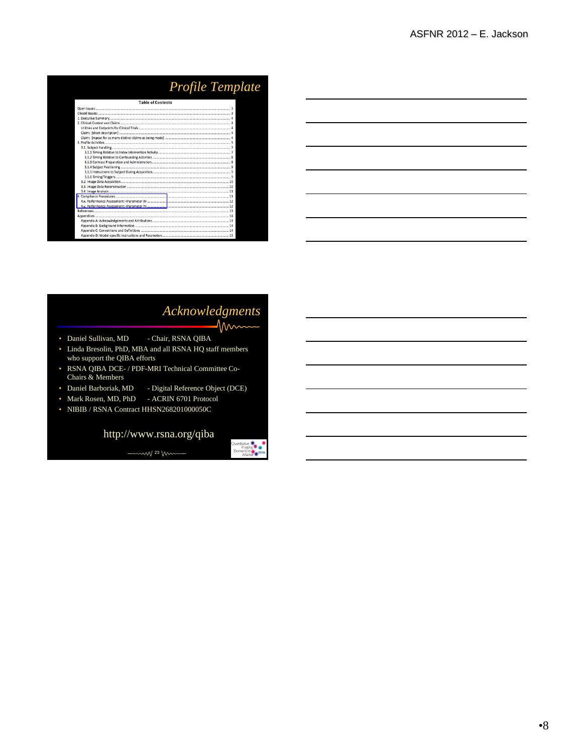## Profile Template

**Table of Contents**

Open Issues: ... 3
Closed Issues: ... 3
1. Executive Summary ... 4
2. Clinical Context and Claims ... 4
Utilities and Endpoints for Clinical Trials ... 4
Claim: [short description] ... 4
Claim: [repeat for as many distinct claims as being made] ... 4
3. Profile Activities ... 5
3.1. Subject Handling ... 7
3.1.1 Timing Relative to Index Intervention Activity ... 7
3.1.2 Timing Relative to Confounding Activities ... 8
3.1.3 Contrast Preparation and Administration ... 8
3.1.4 Subject Positioning ... 9
3.1.5 Instructions to Subject During Acquisition ... 9
3.1.6 Timing/Triggers ... 9
3.2. Image Data Acquisition ... 10
3.3. Image Data Reconstruction ... 10
3.4. Image Analysis ... 11
4. Compliance Procedures ... 11
4.x. Performance Assessment: <Parameter X> ... 12
4.y. Performance Assessment: <Parameter Y> ... 12
References ... 13
Appendices ... 14
Appendix A: Acknowledgements and Attributions ... 14
Appendix B: Background Information ... 14
Appendix C: Conventions and Definitions ... 14
Appendix D: Model-specific Instructions and Parameters ... 15

## Acknowledgments

- Daniel Sullivan, MD - Chair, RSNA QIBA
- Linda Bresolin, PhD, MBA and all RSNA HQ staff members who support the QIBA efforts
- RSNA QIBA DCE- / PDF-MRI Technical Committee Co-Chairs & Members
- Daniel Barboriak, MD - Digital Reference Object (DCE)
- Mark Rosen, MD, PhD - ACRIN 6701 Protocol
- NIBIB / RSNA Contract HHSN268201000050C

http://www.rsna.org/qiba

Quantitative Imaging Biomarkers Alliance RSNA